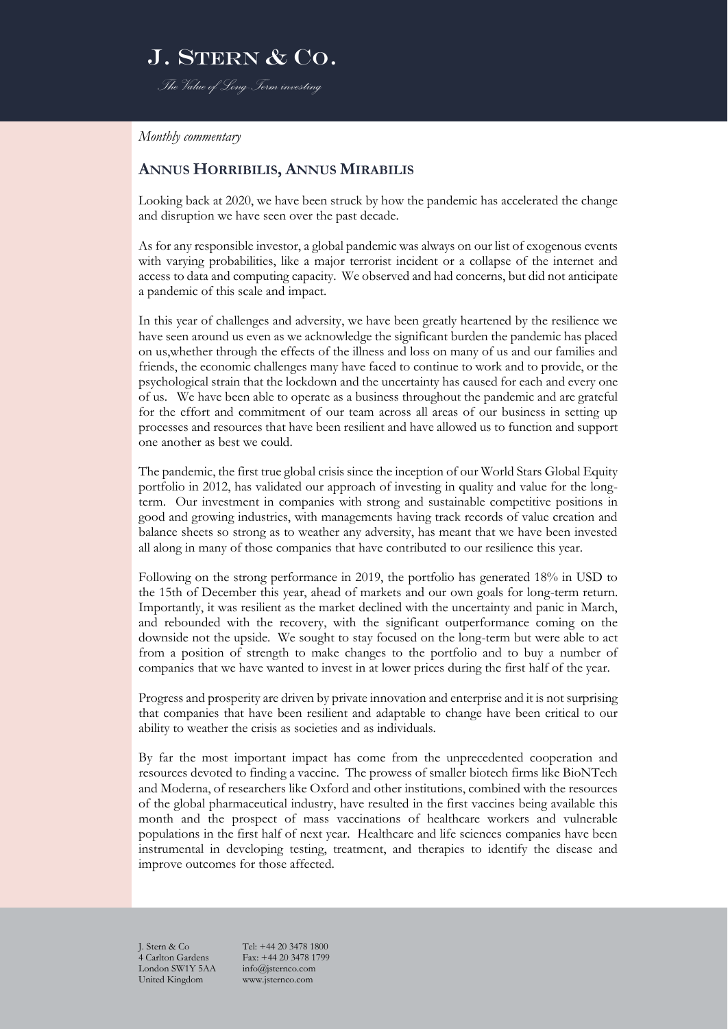*Monthly commentary*

## Annus Horribilis, Annus Mirabilis

Looking back at 2020, we have been struck by how the pandemic has accelerated the change and disruption we have seen over the past decade.

As for any responsible investor, a global pandemic was always on our list of exogenous events with varying probabilities, like a major terrorist incident or a collapse of the internet and access to data and computing capacity. We observed and had concerns, but did not anticipate a pandemic of this scale and impact.

In this year of challenges and adversity, we have been greatly heartened by the resilience we have seen around us even as we acknowledge the significant burden the pandemic has placed on us,whether through the effects of the illness and loss on many of us and our families and friends, the economic challenges many have faced to continue to work and to provide, or the psychological strain that the lockdown and the uncertainty has caused for each and every one of us. We have been able to operate as a business throughout the pandemic and are grateful for the effort and commitment of our team across all areas of our business in setting up processes and resources that have been resilient and have allowed us to function and support one another as best we could.

The pandemic, the first true global crisis since the inception of our World Stars Global Equity portfolio in 2012, has validated our approach of investing in quality and value for the long-term. Our investment in companies with strong and sustainable competitive positions in good and growing industries, with managements having track records of value creation and balance sheets so strong as to weather any adversity, has meant that we have been invested all along in many of those companies that have contributed to our resilience this year.

Following on the strong performance in 2019, the portfolio has generated 18% in USD to the 15th of December this year, ahead of markets and our own goals for long-term return. Importantly, it was resilient as the market declined with the uncertainty and panic in March, and rebounded with the recovery, with the significant outperformance coming on the downside not the upside. We sought to stay focused on the long-term but were able to act from a position of strength to make changes to the portfolio and to buy a number of companies that we have wanted to invest in at lower prices during the first half of the year.

Progress and prosperity are driven by private innovation and enterprise and it is not surprising that companies that have been resilient and adaptable to change have been critical to our ability to weather the crisis as societies and as individuals.

By far the most important impact has come from the unprecedented cooperation and resources devoted to finding a vaccine. The prowess of smaller biotech firms like BioNTech and Moderna, of researchers like Oxford and other institutions, combined with the resources of the global pharmaceutical industry, have resulted in the first vaccines being available this month and the prospect of mass vaccinations of healthcare workers and vulnerable populations in the first half of next year. Healthcare and life sciences companies have been instrumental in developing testing, treatment, and therapies to identify the disease and improve outcomes for those affected.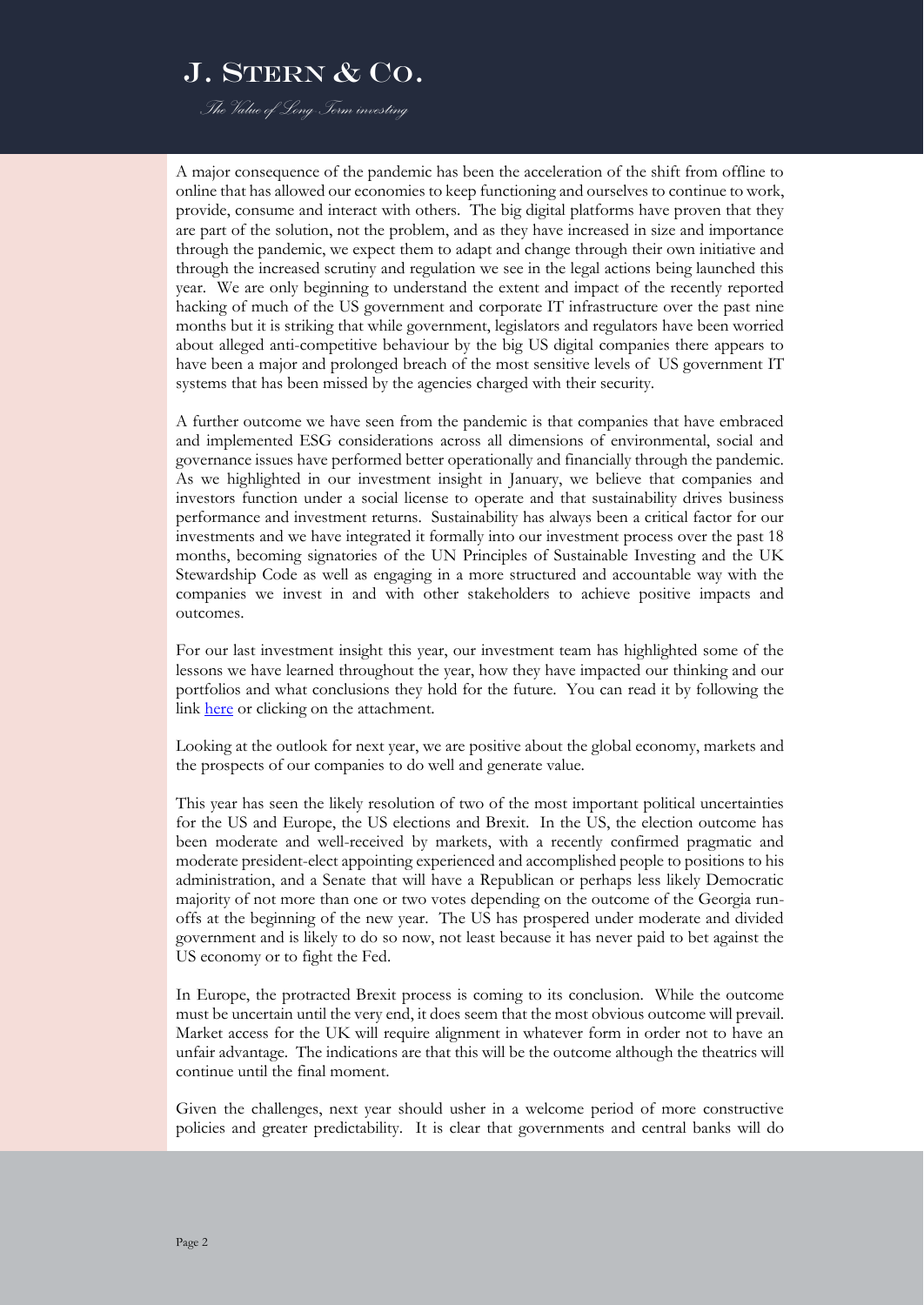A major consequence of the pandemic has been the acceleration of the shift from offline to online that has allowed our economies to keep functioning and ourselves to continue to work, provide, consume and interact with others. The big digital platforms have proven that they are part of the solution, not the problem, and as they have increased in size and importance through the pandemic, we expect them to adapt and change through their own initiative and through the increased scrutiny and regulation we see in the legal actions being launched this year. We are only beginning to understand the extent and impact of the recently reported hacking of much of the US government and corporate IT infrastructure over the past nine months but it is striking that while government, legislators and regulators have been worried about alleged anti-competitive behaviour by the big US digital companies there appears to have been a major and prolonged breach of the most sensitive levels of US government IT systems that has been missed by the agencies charged with their security.

A further outcome we have seen from the pandemic is that companies that have embraced and implemented ESG considerations across all dimensions of environmental, social and governance issues have performed better operationally and financially through the pandemic. As we highlighted in our investment insight in January, we believe that companies and investors function under a social license to operate and that sustainability drives business performance and investment returns. Sustainability has always been a critical factor for our investments and we have integrated it formally into our investment process over the past 18 months, becoming signatories of the UN Principles of Sustainable Investing and the UK Stewardship Code as well as engaging in a more structured and accountable way with the companies we invest in and with other stakeholders to achieve positive impacts and outcomes.

For our last investment insight this year, our investment team has highlighted some of the lessons we have learned throughout the year, how they have impacted our thinking and our portfolios and what conclusions they hold for the future. You can read it by following the link [here] or clicking on the attachment.

Looking at the outlook for next year, we are positive about the global economy, markets and the prospects of our companies to do well and generate value.

This year has seen the likely resolution of two of the most important political uncertainties for the US and Europe, the US elections and Brexit. In the US, the election outcome has been moderate and well-received by markets, with a recently confirmed pragmatic and moderate president-elect appointing experienced and accomplished people to positions to his administration, and a Senate that will have a Republican or perhaps less likely Democratic majority of not more than one or two votes depending on the outcome of the Georgia run-offs at the beginning of the new year. The US has prospered under moderate and divided government and is likely to do so now, not least because it has never paid to bet against the US economy or to fight the Fed.

In Europe, the protracted Brexit process is coming to its conclusion. While the outcome must be uncertain until the very end, it does seem that the most obvious outcome will prevail. Market access for the UK will require alignment in whatever form in order not to have an unfair advantage. The indications are that this will be the outcome although the theatrics will continue until the final moment.

Given the challenges, next year should usher in a welcome period of more constructive policies and greater predictability. It is clear that governments and central banks will do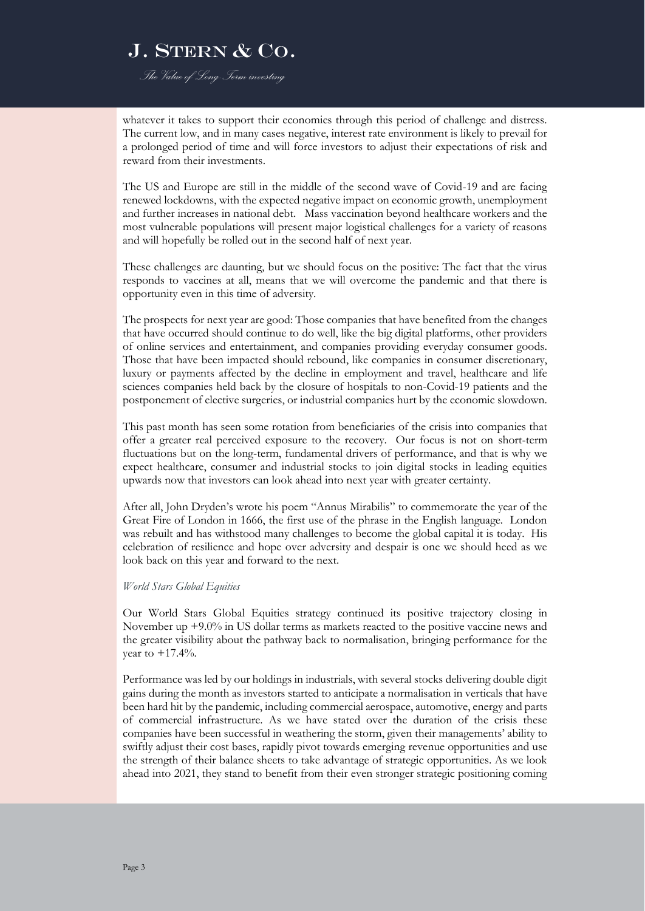whatever it takes to support their economies through this period of challenge and distress. The current low, and in many cases negative, interest rate environment is likely to prevail for a prolonged period of time and will force investors to adjust their expectations of risk and reward from their investments.

The US and Europe are still in the middle of the second wave of Covid-19 and are facing renewed lockdowns, with the expected negative impact on economic growth, unemployment and further increases in national debt. Mass vaccination beyond healthcare workers and the most vulnerable populations will present major logistical challenges for a variety of reasons and will hopefully be rolled out in the second half of next year.

These challenges are daunting, but we should focus on the positive: The fact that the virus responds to vaccines at all, means that we will overcome the pandemic and that there is opportunity even in this time of adversity.

The prospects for next year are good: Those companies that have benefited from the changes that have occurred should continue to do well, like the big digital platforms, other providers of online services and entertainment, and companies providing everyday consumer goods. Those that have been impacted should rebound, like companies in consumer discretionary, luxury or payments affected by the decline in employment and travel, healthcare and life sciences companies held back by the closure of hospitals to non-Covid-19 patients and the postponement of elective surgeries, or industrial companies hurt by the economic slowdown.

This past month has seen some rotation from beneficiaries of the crisis into companies that offer a greater real perceived exposure to the recovery. Our focus is not on short-term fluctuations but on the long-term, fundamental drivers of performance, and that is why we expect healthcare, consumer and industrial stocks to join digital stocks in leading equities upwards now that investors can look ahead into next year with greater certainty.

After all, John Dryden's wrote his poem "Annus Mirabilis" to commemorate the year of the Great Fire of London in 1666, the first use of the phrase in the English language. London was rebuilt and has withstood many challenges to become the global capital it is today. His celebration of resilience and hope over adversity and despair is one we should heed as we look back on this year and forward to the next.

*World Stars Global Equities*

Our World Stars Global Equities strategy continued its positive trajectory closing in November up +9.0% in US dollar terms as markets reacted to the positive vaccine news and the greater visibility about the pathway back to normalisation, bringing performance for the year to +17.4%.

Performance was led by our holdings in industrials, with several stocks delivering double digit gains during the month as investors started to anticipate a normalisation in verticals that have been hard hit by the pandemic, including commercial aerospace, automotive, energy and parts of commercial infrastructure. As we have stated over the duration of the crisis these companies have been successful in weathering the storm, given their managements' ability to swiftly adjust their cost bases, rapidly pivot towards emerging revenue opportunities and use the strength of their balance sheets to take advantage of strategic opportunities. As we look ahead into 2021, they stand to benefit from their even stronger strategic positioning coming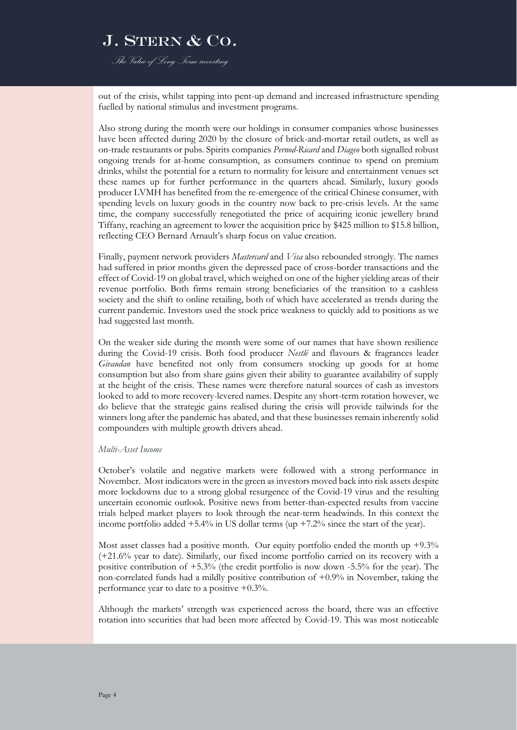out of the crisis, whilst tapping into pent-up demand and increased infrastructure spending fuelled by national stimulus and investment programs.

Also strong during the month were our holdings in consumer companies whose businesses have been affected during 2020 by the closure of brick-and-mortar retail outlets, as well as on-trade restaurants or pubs. Spirits companies *Pernod-Ricard* and *Diageo* both signalled robust ongoing trends for at-home consumption, as consumers continue to spend on premium drinks, whilst the potential for a return to normality for leisure and entertainment venues set these names up for further performance in the quarters ahead. Similarly, luxury goods producer LVMH has benefited from the re-emergence of the critical Chinese consumer, with spending levels on luxury goods in the country now back to pre-crisis levels. At the same time, the company successfully renegotiated the price of acquiring iconic jewellery brand Tiffany, reaching an agreement to lower the acquisition price by $425 million to $15.8 billion, reflecting CEO Bernard Arnault's sharp focus on value creation.

Finally, payment network providers *Mastercard* and *Visa* also rebounded strongly. The names had suffered in prior months given the depressed pace of cross-border transactions and the effect of Covid-19 on global travel, which weighed on one of the higher yielding areas of their revenue portfolio. Both firms remain strong beneficiaries of the transition to a cashless society and the shift to online retailing, both of which have accelerated as trends during the current pandemic. Investors used the stock price weakness to quickly add to positions as we had suggested last month.

On the weaker side during the month were some of our names that have shown resilience during the Covid-19 crisis. Both food producer *Nestlé* and flavours & fragrances leader *Givaudan* have benefited not only from consumers stocking up goods for at home consumption but also from share gains given their ability to guarantee availability of supply at the height of the crisis. These names were therefore natural sources of cash as investors looked to add to more recovery-levered names. Despite any short-term rotation however, we do believe that the strategic gains realised during the crisis will provide tailwinds for the winners long after the pandemic has abated, and that these businesses remain inherently solid compounders with multiple growth drivers ahead.

*Multi-Asset Income*

October's volatile and negative markets were followed with a strong performance in November. Most indicators were in the green as investors moved back into risk assets despite more lockdowns due to a strong global resurgence of the Covid-19 virus and the resulting uncertain economic outlook. Positive news from better-than-expected results from vaccine trials helped market players to look through the near-term headwinds. In this context the income portfolio added +5.4% in US dollar terms (up +7.2% since the start of the year).

Most asset classes had a positive month. Our equity portfolio ended the month up +9.3% (+21.6% year to date). Similarly, our fixed income portfolio carried on its recovery with a positive contribution of +5.3% (the credit portfolio is now down -5.5% for the year). The non-correlated funds had a mildly positive contribution of +0.9% in November, taking the performance year to date to a positive +0.3%.

Although the markets' strength was experienced across the board, there was an effective rotation into securities that had been more affected by Covid-19. This was most noticeable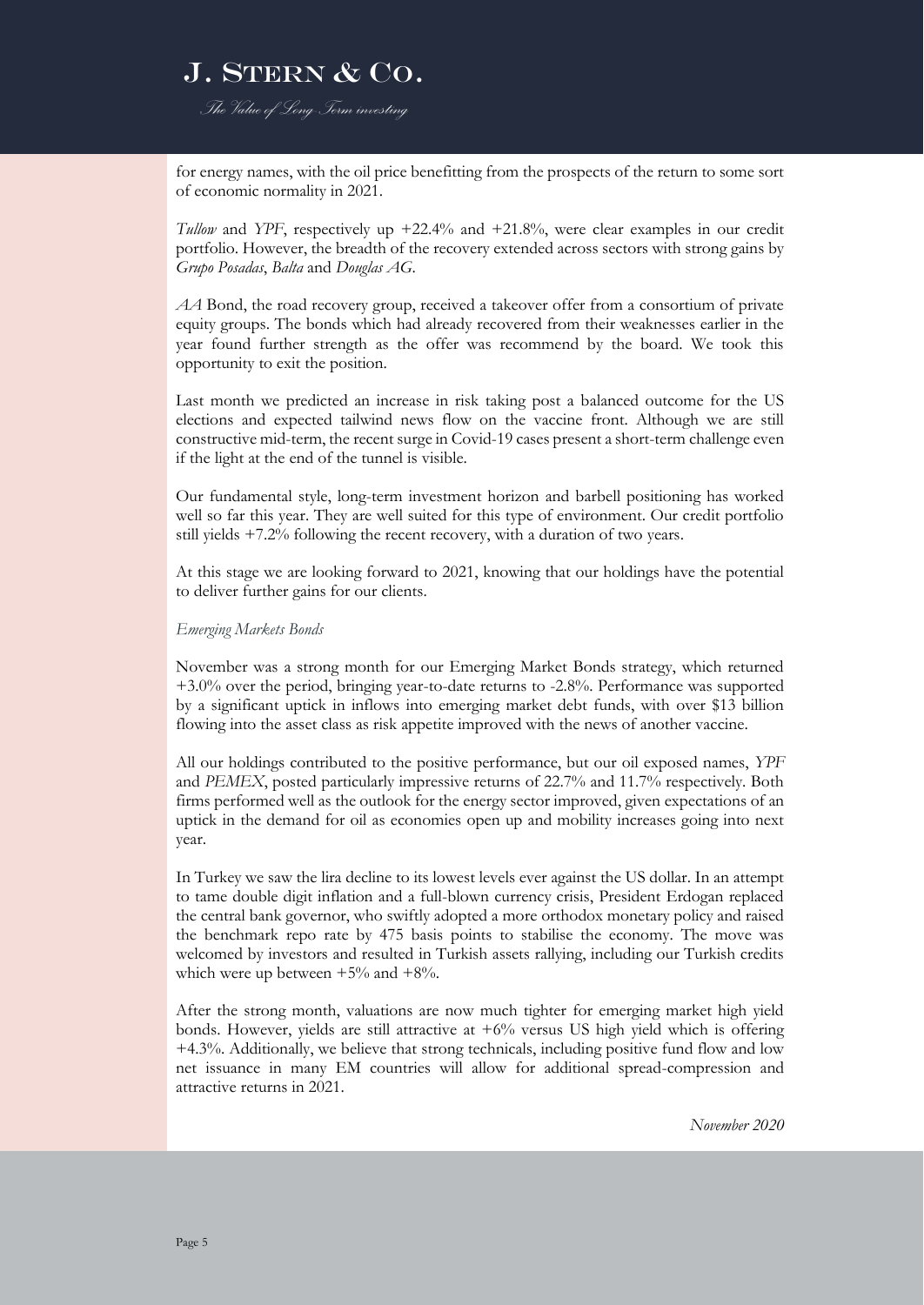for energy names, with the oil price benefitting from the prospects of the return to some sort of economic normality in 2021.

*Tullow* and *YPF*, respectively up +22.4% and +21.8%, were clear examples in our credit portfolio. However, the breadth of the recovery extended across sectors with strong gains by *Grupo Posadas*, *Balta* and *Douglas AG*.

*AA* Bond, the road recovery group, received a takeover offer from a consortium of private equity groups. The bonds which had already recovered from their weaknesses earlier in the year found further strength as the offer was recommend by the board. We took this opportunity to exit the position.

Last month we predicted an increase in risk taking post a balanced outcome for the US elections and expected tailwind news flow on the vaccine front. Although we are still constructive mid-term, the recent surge in Covid-19 cases present a short-term challenge even if the light at the end of the tunnel is visible.

Our fundamental style, long-term investment horizon and barbell positioning has worked well so far this year. They are well suited for this type of environment. Our credit portfolio still yields +7.2% following the recent recovery, with a duration of two years.

At this stage we are looking forward to 2021, knowing that our holdings have the potential to deliver further gains for our clients.

*Emerging Markets Bonds*

November was a strong month for our Emerging Market Bonds strategy, which returned +3.0% over the period, bringing year-to-date returns to -2.8%. Performance was supported by a significant uptick in inflows into emerging market debt funds, with over $13 billion flowing into the asset class as risk appetite improved with the news of another vaccine.

All our holdings contributed to the positive performance, but our oil exposed names, *YPF* and *PEMEX*, posted particularly impressive returns of 22.7% and 11.7% respectively. Both firms performed well as the outlook for the energy sector improved, given expectations of an uptick in the demand for oil as economies open up and mobility increases going into next year.

In Turkey we saw the lira decline to its lowest levels ever against the US dollar. In an attempt to tame double digit inflation and a full-blown currency crisis, President Erdogan replaced the central bank governor, who swiftly adopted a more orthodox monetary policy and raised the benchmark repo rate by 475 basis points to stabilise the economy. The move was welcomed by investors and resulted in Turkish assets rallying, including our Turkish credits which were up between +5% and +8%.

After the strong month, valuations are now much tighter for emerging market high yield bonds. However, yields are still attractive at +6% versus US high yield which is offering +4.3%. Additionally, we believe that strong technicals, including positive fund flow and low net issuance in many EM countries will allow for additional spread-compression and attractive returns in 2021.

*November 2020*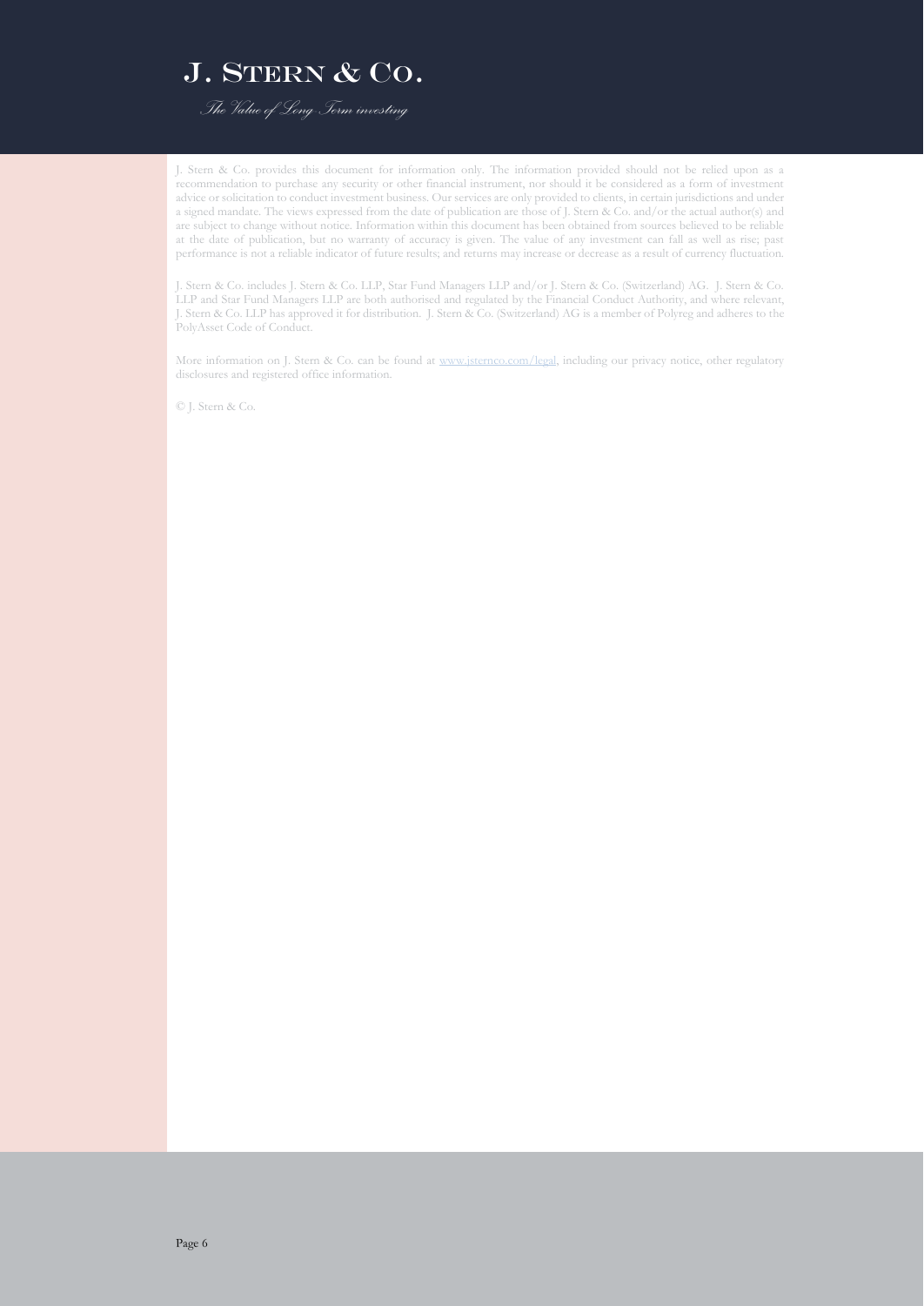# J. Stern & Co.

*The Value of Long Term investing*

J. Stern & Co. provides this document for information only. The information provided should not be relied upon as a recommendation to purchase any security or other financial instrument, nor should it be considered as a form of investment advice or solicitation to conduct investment business. Our services are only provided to clients, in certain jurisdictions and under a signed mandate. The views expressed from the date of publication are those of J. Stern & Co. and/or the actual author(s) and are subject to change without notice. Information within this document has been obtained from sources believed to be reliable at the date of publication, but no warranty of accuracy is given. The value of any investment can fall as well as rise; past performance is not a reliable indicator of future results; and returns may increase or decrease as a result of currency fluctuation.

J. Stern & Co. includes J. Stern & Co. LLP, Star Fund Managers LLP and/or J. Stern & Co. (Switzerland) AG. J. Stern & Co. LLP and Star Fund Managers LLP are both authorised and regulated by the Financial Conduct Authority, and where relevant, J. Stern & Co. LLP has approved it for distribution. J. Stern & Co. (Switzerland) AG is a member of Polyreg and adheres to the PolyAsset Code of Conduct.

More information on J. Stern & Co. can be found at [www.jsternco.com/legal](www.jsternco.com/legal), including our privacy notice, other regulatory disclosures and registered office information.

© J. Stern & Co.